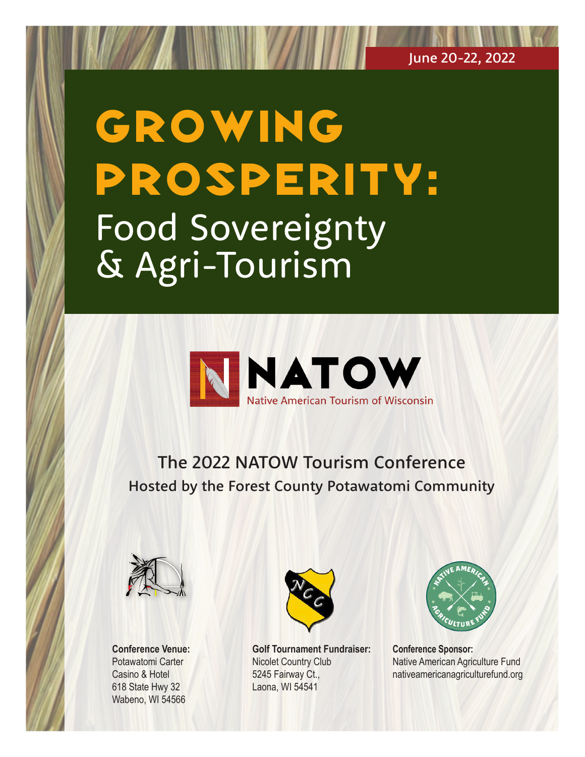June 20-22, 2022

# GROWING PROSPERITY:
# Food Sovereignty & Agri-Tourism

NATOW
Native American Tourism of Wisconsin

## The 2022 NATOW Tourism Conference
### Hosted by the Forest County Potawatomi Community

**Conference Venue:**
Potawatomi Carter Casino & Hotel
618 State Hwy 32
Wabeno, WI 54566

**Golf Tournament Fundraiser:**
Nicolet Country Club
5245 Fairway Ct.,
Laona, WI 54541

**Conference Sponsor:**
Native American Agriculture Fund
nativeamericanagriculturefund.org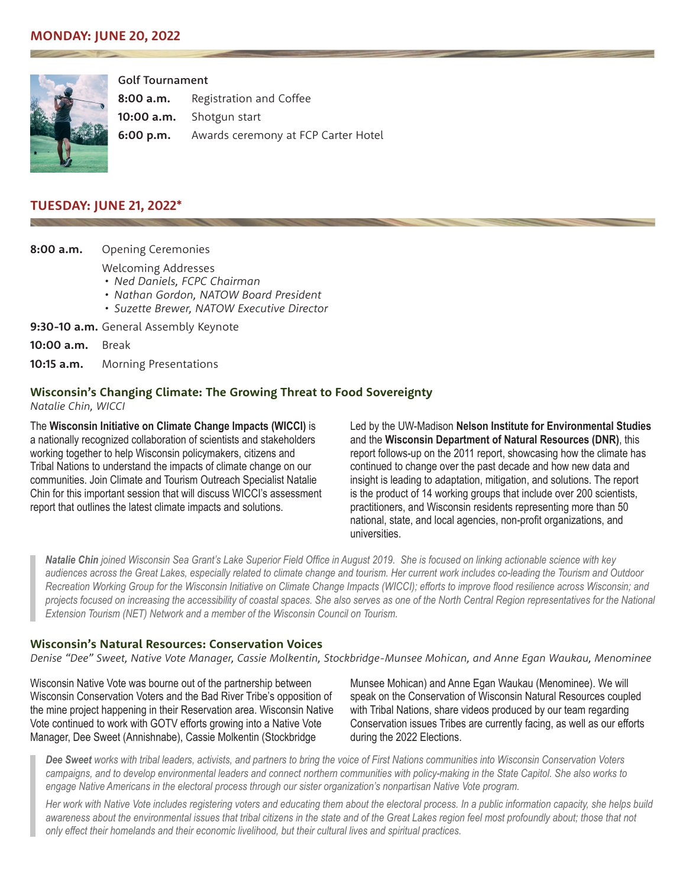## MONDAY: JUNE 20, 2022

**Golf Tournament**

**8:00 a.m.** Registration and Coffee

**10:00 a.m.** Shotgun start

**6:00 p.m.** Awards ceremony at FCP Carter Hotel

## TUESDAY: JUNE 21, 2022*

**8:00 a.m.** Opening Ceremonies

Welcoming Addresses

- *Ned Daniels, FCPC Chairman*
- *Nathan Gordon, NATOW Board President*
- *Suzette Brewer, NATOW Executive Director*

**9:30-10 a.m.** General Assembly Keynote

**10:00 a.m.** Break

**10:15 a.m.** Morning Presentations

### Wisconsin's Changing Climate: The Growing Threat to Food Sovereignty

*Natalie Chin, WICCI*

The **Wisconsin Initiative on Climate Change Impacts (WICCI)** is a nationally recognized collaboration of scientists and stakeholders working together to help Wisconsin policymakers, citizens and Tribal Nations to understand the impacts of climate change on our communities. Join Climate and Tourism Outreach Specialist Natalie Chin for this important session that will discuss WICCI's assessment report that outlines the latest climate impacts and solutions.

Led by the UW-Madison **Nelson Institute for Environmental Studies** and the **Wisconsin Department of Natural Resources (DNR)**, this report follows-up on the 2011 report, showcasing how the climate has continued to change over the past decade and how new data and insight is leading to adaptation, mitigation, and solutions. The report is the product of 14 working groups that include over 200 scientists, practitioners, and Wisconsin residents representing more than 50 national, state, and local agencies, non-profit organizations, and universities.

> ***Natalie Chin*** *joined Wisconsin Sea Grant's Lake Superior Field Office in August 2019. She is focused on linking actionable science with key audiences across the Great Lakes, especially related to climate change and tourism. Her current work includes co-leading the Tourism and Outdoor Recreation Working Group for the Wisconsin Initiative on Climate Change Impacts (WICCI); efforts to improve flood resilience across Wisconsin; and projects focused on increasing the accessibility of coastal spaces. She also serves as one of the North Central Region representatives for the National Extension Tourism (NET) Network and a member of the Wisconsin Council on Tourism.*

### Wisconsin's Natural Resources: Conservation Voices

*Denise "Dee" Sweet, Native Vote Manager, Cassie Molkentin, Stockbridge-Munsee Mohican, and Anne Egan Waukau, Menominee*

Wisconsin Native Vote was bourne out of the partnership between Wisconsin Conservation Voters and the Bad River Tribe's opposition of the mine project happening in their Reservation area. Wisconsin Native Vote continued to work with GOTV efforts growing into a Native Vote Manager, Dee Sweet (Annishnabe), Cassie Molkentin (Stockbridge Munsee Mohican) and Anne Egan Waukau (Menominee). We will speak on the Conservation of Wisconsin Natural Resources coupled with Tribal Nations, share videos produced by our team regarding Conservation issues Tribes are currently facing, as well as our efforts during the 2022 Elections.

> ***Dee Sweet*** *works with tribal leaders, activists, and partners to bring the voice of First Nations communities into Wisconsin Conservation Voters campaigns, and to develop environmental leaders and connect northern communities with policy-making in the State Capitol. She also works to engage Native Americans in the electoral process through our sister organization's nonpartisan Native Vote program.*
>
> *Her work with Native Vote includes registering voters and educating them about the electoral process. In a public information capacity, she helps build awareness about the environmental issues that tribal citizens in the state and of the Great Lakes region feel most profoundly about; those that not only effect their homelands and their economic livelihood, but their cultural lives and spiritual practices.*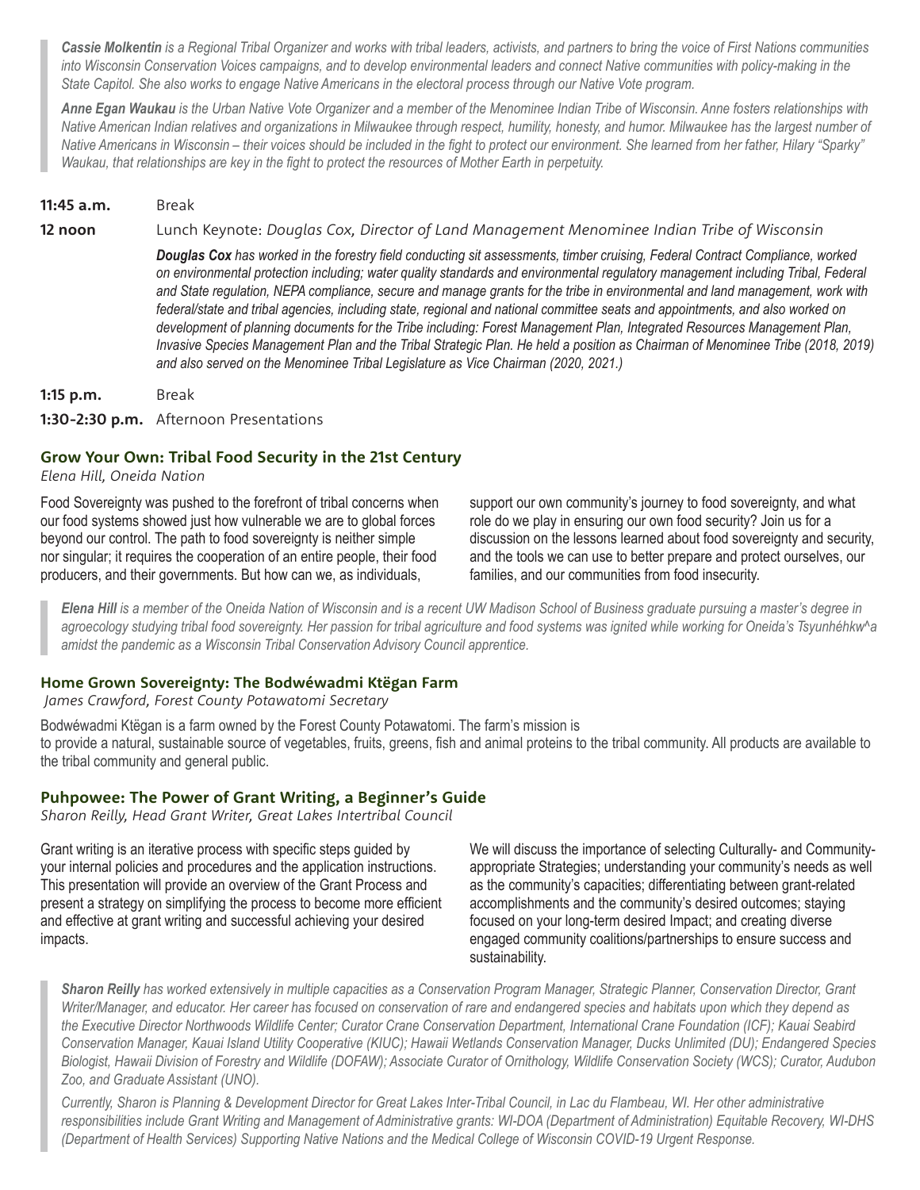*Cassie Molkentin is a Regional Tribal Organizer and works with tribal leaders, activists, and partners to bring the voice of First Nations communities into Wisconsin Conservation Voices campaigns, and to develop environmental leaders and connect Native communities with policy-making in the State Capitol. She also works to engage Native Americans in the electoral process through our Native Vote program.*

*Anne Egan Waukau is the Urban Native Vote Organizer and a member of the Menominee Indian Tribe of Wisconsin. Anne fosters relationships with Native American Indian relatives and organizations in Milwaukee through respect, humility, honesty, and humor. Milwaukee has the largest number of Native Americans in Wisconsin – their voices should be included in the fight to protect our environment. She learned from her father, Hilary "Sparky" Waukau, that relationships are key in the fight to protect the resources of Mother Earth in perpetuity.*

**11:45 a.m.** Break

**12 noon** Lunch Keynote: *Douglas Cox, Director of Land Management Menominee Indian Tribe of Wisconsin*

***Douglas Cox** has worked in the forestry field conducting sit assessments, timber cruising, Federal Contract Compliance, worked on environmental protection including; water quality standards and environmental regulatory management including Tribal, Federal and State regulation, NEPA compliance, secure and manage grants for the tribe in environmental and land management, work with federal/state and tribal agencies, including state, regional and national committee seats and appointments, and also worked on development of planning documents for the Tribe including: Forest Management Plan, Integrated Resources Management Plan, Invasive Species Management Plan and the Tribal Strategic Plan. He held a position as Chairman of Menominee Tribe (2018, 2019) and also served on the Menominee Tribal Legislature as Vice Chairman (2020, 2021.)*

**1:15 p.m.** Break

**1:30-2:30 p.m.** Afternoon Presentations

### Grow Your Own: Tribal Food Security in the 21st Century

*Elena Hill, Oneida Nation*

Food Sovereignty was pushed to the forefront of tribal concerns when our food systems showed just how vulnerable we are to global forces beyond our control. The path to food sovereignty is neither simple nor singular; it requires the cooperation of an entire people, their food producers, and their governments. But how can we, as individuals, support our own community's journey to food sovereignty, and what role do we play in ensuring our own food security? Join us for a discussion on the lessons learned about food sovereignty and security, and the tools we can use to better prepare and protect ourselves, our families, and our communities from food insecurity.

***Elena Hill** is a member of the Oneida Nation of Wisconsin and is a recent UW Madison School of Business graduate pursuing a master's degree in agroecology studying tribal food sovereignty. Her passion for tribal agriculture and food systems was ignited while working for Oneida's Tsyunhéhkw^a amidst the pandemic as a Wisconsin Tribal Conservation Advisory Council apprentice.*

### Home Grown Sovereignty: The Bodwéwadmi Ktëgan Farm

*James Crawford, Forest County Potawatomi Secretary*

Bodwéwadmi Ktëgan is a farm owned by the Forest County Potawatomi. The farm's mission is to provide a natural, sustainable source of vegetables, fruits, greens, fish and animal proteins to the tribal community. All products are available to the tribal community and general public.

### Puhpowee: The Power of Grant Writing, a Beginner's Guide

*Sharon Reilly, Head Grant Writer, Great Lakes Intertribal Council*

Grant writing is an iterative process with specific steps guided by your internal policies and procedures and the application instructions. This presentation will provide an overview of the Grant Process and present a strategy on simplifying the process to become more efficient and effective at grant writing and successful achieving your desired impacts. We will discuss the importance of selecting Culturally- and Community-appropriate Strategies; understanding your community's needs as well as the community's capacities; differentiating between grant-related accomplishments and the community's desired outcomes; staying focused on your long-term desired Impact; and creating diverse engaged community coalitions/partnerships to ensure success and sustainability.

***Sharon Reilly** has worked extensively in multiple capacities as a Conservation Program Manager, Strategic Planner, Conservation Director, Grant Writer/Manager, and educator. Her career has focused on conservation of rare and endangered species and habitats upon which they depend as the Executive Director Northwoods Wildlife Center; Curator Crane Conservation Department, International Crane Foundation (ICF); Kauai Seabird Conservation Manager, Kauai Island Utility Cooperative (KIUC); Hawaii Wetlands Conservation Manager, Ducks Unlimited (DU); Endangered Species Biologist, Hawaii Division of Forestry and Wildlife (DOFAW); Associate Curator of Ornithology, Wildlife Conservation Society (WCS); Curator, Audubon Zoo, and Graduate Assistant (UNO).*

*Currently, Sharon is Planning & Development Director for Great Lakes Inter-Tribal Council, in Lac du Flambeau, WI. Her other administrative responsibilities include Grant Writing and Management of Administrative grants: WI-DOA (Department of Administration) Equitable Recovery, WI-DHS (Department of Health Services) Supporting Native Nations and the Medical College of Wisconsin COVID-19 Urgent Response.*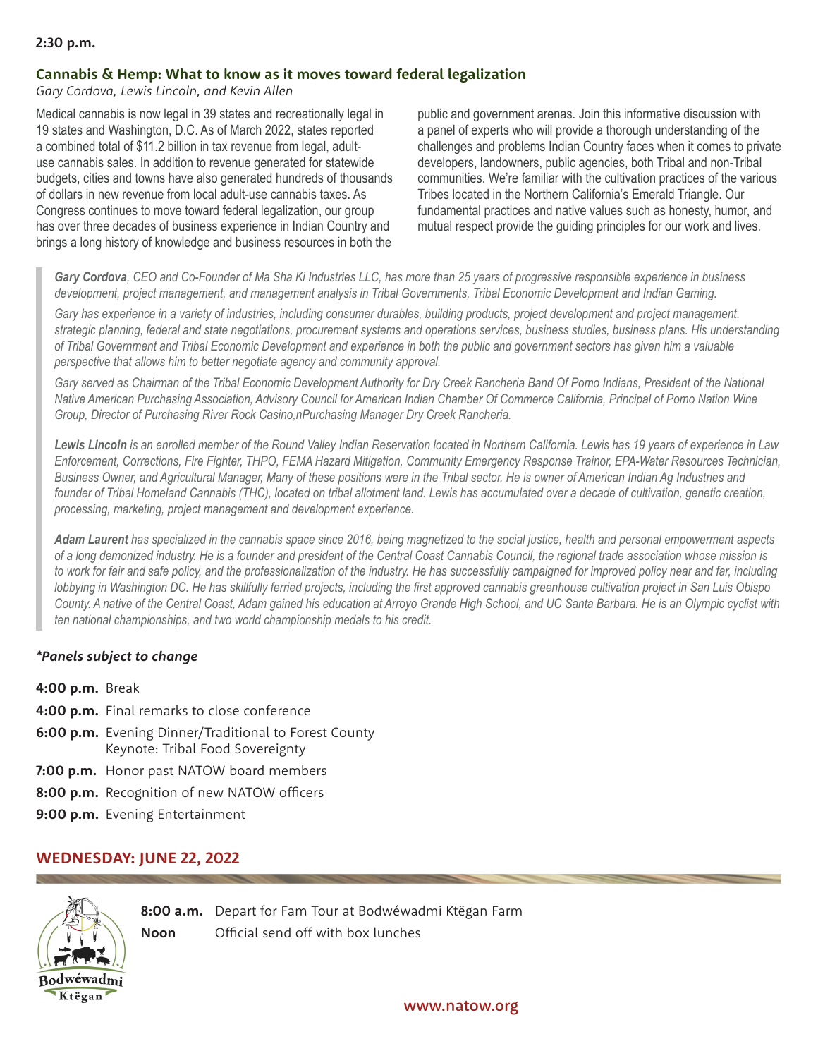**2:30 p.m.**

### Cannabis & Hemp: What to know as it moves toward federal legalization

*Gary Cordova, Lewis Lincoln, and Kevin Allen*

Medical cannabis is now legal in 39 states and recreationally legal in 19 states and Washington, D.C. As of March 2022, states reported a combined total of $11.2 billion in tax revenue from legal, adult-use cannabis sales. In addition to revenue generated for statewide budgets, cities and towns have also generated hundreds of thousands of dollars in new revenue from local adult-use cannabis taxes. As Congress continues to move toward federal legalization, our group has over three decades of business experience in Indian Country and brings a long history of knowledge and business resources in both the public and government arenas. Join this informative discussion with a panel of experts who will provide a thorough understanding of the challenges and problems Indian Country faces when it comes to private developers, landowners, public agencies, both Tribal and non-Tribal communities. We're familiar with the cultivation practices of the various Tribes located in the Northern California's Emerald Triangle. Our fundamental practices and native values such as honesty, humor, and mutual respect provide the guiding principles for our work and lives.

> ***Gary Cordova**, CEO and Co-Founder of Ma Sha Ki Industries LLC, has more than 25 years of progressive responsible experience in business development, project management, and management analysis in Tribal Governments, Tribal Economic Development and Indian Gaming.*
>
> *Gary has experience in a variety of industries, including consumer durables, building products, project development and project management. strategic planning, federal and state negotiations, procurement systems and operations services, business studies, business plans. His understanding of Tribal Government and Tribal Economic Development and experience in both the public and government sectors has given him a valuable perspective that allows him to better negotiate agency and community approval.*
>
> *Gary served as Chairman of the Tribal Economic Development Authority for Dry Creek Rancheria Band Of Pomo Indians, President of the National Native American Purchasing Association, Advisory Council for American Indian Chamber Of Commerce California, Principal of Pomo Nation Wine Group, Director of Purchasing River Rock Casino,nPurchasing Manager Dry Creek Rancheria.*
>
> ***Lewis Lincoln** is an enrolled member of the Round Valley Indian Reservation located in Northern California. Lewis has 19 years of experience in Law Enforcement, Corrections, Fire Fighter, THPO, FEMA Hazard Mitigation, Community Emergency Response Trainor, EPA-Water Resources Technician, Business Owner, and Agricultural Manager, Many of these positions were in the Tribal sector. He is owner of American Indian Ag Industries and founder of Tribal Homeland Cannabis (THC), located on tribal allotment land. Lewis has accumulated over a decade of cultivation, genetic creation, processing, marketing, project management and development experience.*
>
> ***Adam Laurent** has specialized in the cannabis space since 2016, being magnetized to the social justice, health and personal empowerment aspects of a long demonized industry. He is a founder and president of the Central Coast Cannabis Council, the regional trade association whose mission is to work for fair and safe policy, and the professionalization of the industry. He has successfully campaigned for improved policy near and far, including lobbying in Washington DC. He has skillfully ferried projects, including the first approved cannabis greenhouse cultivation project in San Luis Obispo County. A native of the Central Coast, Adam gained his education at Arroyo Grande High School, and UC Santa Barbara. He is an Olympic cyclist with ten national championships, and two world championship medals to his credit.*

***Panels subject to change***

**4:00 p.m.** Break

**4:00 p.m.** Final remarks to close conference

**6:00 p.m.** Evening Dinner/Traditional to Forest County
Keynote: Tribal Food Sovereignty

**7:00 p.m.** Honor past NATOW board members

**8:00 p.m.** Recognition of new NATOW officers

**9:00 p.m.** Evening Entertainment

## WEDNESDAY: JUNE 22, 2022

Bodwéwadmi Ktëgan

**8:00 a.m.** Depart for Fam Tour at Bodwéwadmi Ktëgan Farm

**Noon** Official send off with box lunches

www.natow.org